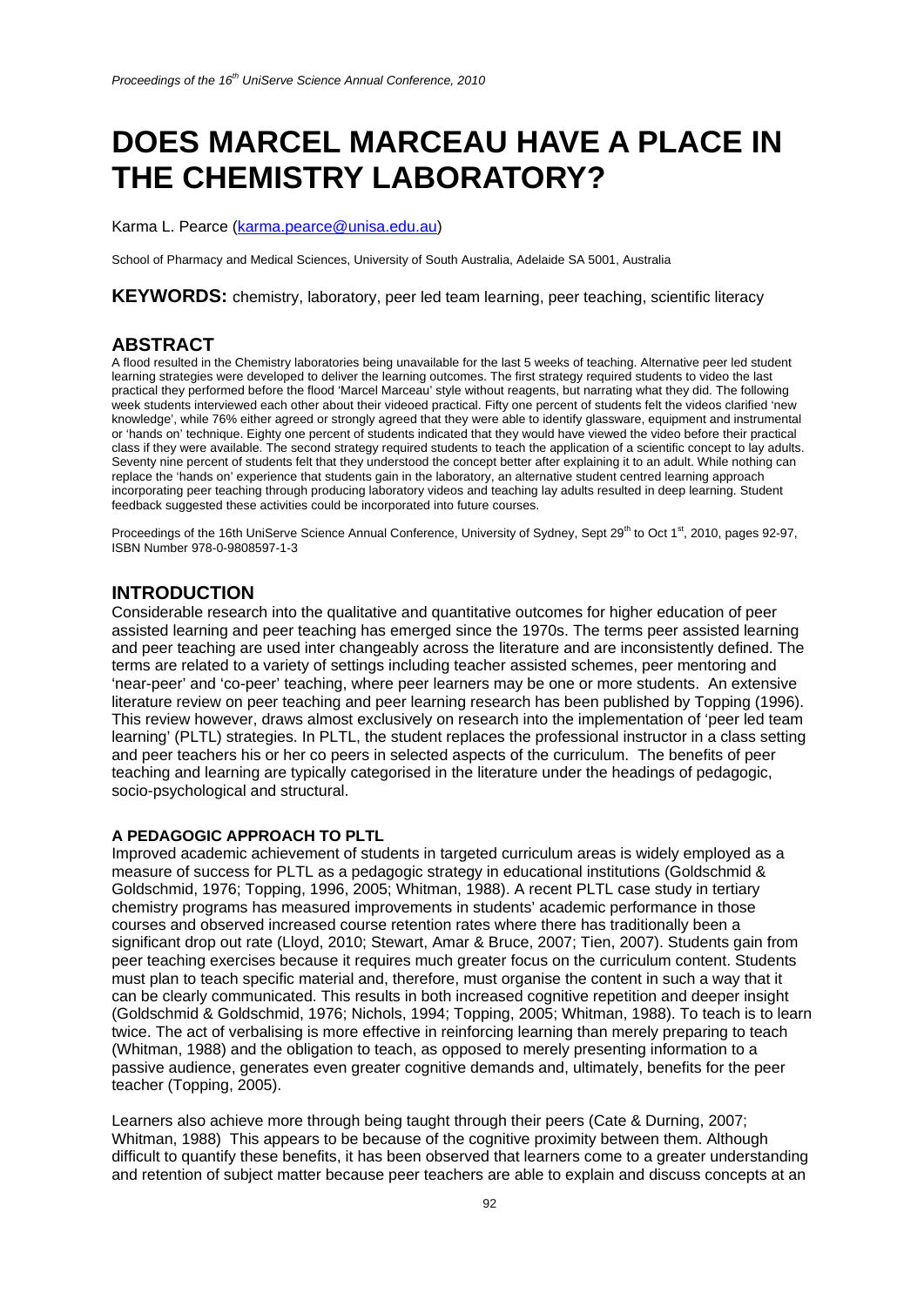# DOES MARCEL MARCEAU HAVE A PLACE IN THE CHEMISTRY LABORATORY?

Karma L. Pearce (karma.pearce@unisa.edu.au)

School of Pharmacy and Medical Sciences, University of South Australia, Adelaide SA 5001, Australia

**KEYWORDS:** chemistry, laboratory, peer led team learning, peer teaching, scientific literacy

## ABSTRACT

A flood resulted in the Chemistry laboratories being unavailable for the last 5 weeks of teaching. Alternative peer led student learning strategies were developed to deliver the learning outcomes. The first strategy required students to video the last practical they performed before the flood 'Marcel Marceau' style without reagents, but narrating what they did. The following week students interviewed each other about their videoed practical. Fifty one percent of students felt the videos clarified 'new knowledge', while 76% either agreed or strongly agreed that they were able to identify glassware, equipment and instrumental or 'hands on' technique. Eighty one percent of students indicated that they would have viewed the video before their practical class if they were available. The second strategy required students to teach the application of a scientific concept to lay adults. Seventy nine percent of students felt that they understood the concept better after explaining it to an adult. While nothing can replace the 'hands on' experience that students gain in the laboratory, an alternative student centred learning approach incorporating peer teaching through producing laboratory videos and teaching lay adults resulted in deep learning. Student feedback suggested these activities could be incorporated into future courses.

Proceedings of the 16th UniServe Science Annual Conference, University of Sydney, Sept 29th to Oct 1st, 2010, pages 92-97, ISBN Number 978-0-9808597-1-3

## INTRODUCTION

Considerable research into the qualitative and quantitative outcomes for higher education of peer assisted learning and peer teaching has emerged since the 1970s. The terms peer assisted learning and peer teaching are used inter changeably across the literature and are inconsistently defined. The terms are related to a variety of settings including teacher assisted schemes, peer mentoring and 'near-peer' and 'co-peer' teaching, where peer learners may be one or more students. An extensive literature review on peer teaching and peer learning research has been published by Topping (1996). This review however, draws almost exclusively on research into the implementation of 'peer led team learning' (PLTL) strategies. In PLTL, the student replaces the professional instructor in a class setting and peer teachers his or her co peers in selected aspects of the curriculum. The benefits of peer teaching and learning are typically categorised in the literature under the headings of pedagogic, socio-psychological and structural.

### A PEDAGOGIC APPROACH TO PLTL

Improved academic achievement of students in targeted curriculum areas is widely employed as a measure of success for PLTL as a pedagogic strategy in educational institutions (Goldschmid & Goldschmid, 1976; Topping, 1996, 2005; Whitman, 1988). A recent PLTL case study in tertiary chemistry programs has measured improvements in students' academic performance in those courses and observed increased course retention rates where there has traditionally been a significant drop out rate (Lloyd, 2010; Stewart, Amar & Bruce, 2007; Tien, 2007). Students gain from peer teaching exercises because it requires much greater focus on the curriculum content. Students must plan to teach specific material and, therefore, must organise the content in such a way that it can be clearly communicated. This results in both increased cognitive repetition and deeper insight (Goldschmid & Goldschmid, 1976; Nichols, 1994; Topping, 2005; Whitman, 1988). To teach is to learn twice. The act of verbalising is more effective in reinforcing learning than merely preparing to teach (Whitman, 1988) and the obligation to teach, as opposed to merely presenting information to a passive audience, generates even greater cognitive demands and, ultimately, benefits for the peer teacher (Topping, 2005).

Learners also achieve more through being taught through their peers (Cate & Durning, 2007; Whitman, 1988) This appears to be because of the cognitive proximity between them. Although difficult to quantify these benefits, it has been observed that learners come to a greater understanding and retention of subject matter because peer teachers are able to explain and discuss concepts at an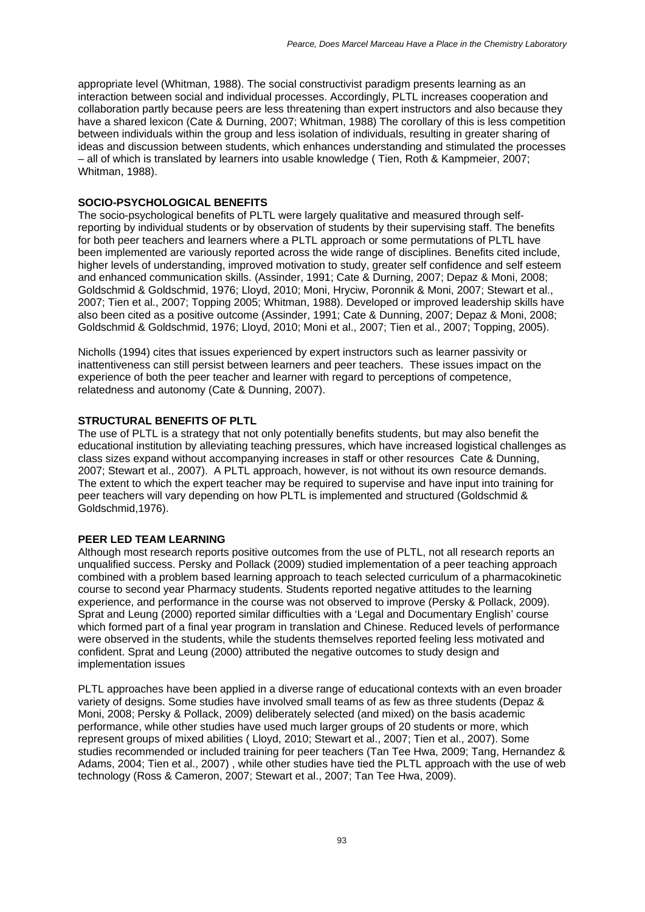appropriate level (Whitman, 1988). The social constructivist paradigm presents learning as an interaction between social and individual processes. Accordingly, PLTL increases cooperation and collaboration partly because peers are less threatening than expert instructors and also because they have a shared lexicon (Cate & Durning, 2007; Whitman, 1988) The corollary of this is less competition between individuals within the group and less isolation of individuals, resulting in greater sharing of ideas and discussion between students, which enhances understanding and stimulated the processes – all of which is translated by learners into usable knowledge ( Tien, Roth & Kampmeier, 2007; Whitman, 1988).

## SOCIO-PSYCHOLOGICAL BENEFITS

The socio-psychological benefits of PLTL were largely qualitative and measured through self-reporting by individual students or by observation of students by their supervising staff. The benefits for both peer teachers and learners where a PLTL approach or some permutations of PLTL have been implemented are variously reported across the wide range of disciplines. Benefits cited include, higher levels of understanding, improved motivation to study, greater self confidence and self esteem and enhanced communication skills. (Assinder, 1991; Cate & Durning, 2007; Depaz & Moni, 2008; Goldschmid & Goldschmid, 1976; Lloyd, 2010; Moni, Hryciw, Poronnik & Moni, 2007; Stewart et al., 2007; Tien et al., 2007; Topping 2005; Whitman, 1988). Developed or improved leadership skills have also been cited as a positive outcome (Assinder, 1991; Cate & Dunning, 2007; Depaz & Moni, 2008; Goldschmid & Goldschmid, 1976; Lloyd, 2010; Moni et al., 2007; Tien et al., 2007; Topping, 2005).

Nicholls (1994) cites that issues experienced by expert instructors such as learner passivity or inattentiveness can still persist between learners and peer teachers. These issues impact on the experience of both the peer teacher and learner with regard to perceptions of competence, relatedness and autonomy (Cate & Dunning, 2007).

## STRUCTURAL BENEFITS OF PLTL

The use of PLTL is a strategy that not only potentially benefits students, but may also benefit the educational institution by alleviating teaching pressures, which have increased logistical challenges as class sizes expand without accompanying increases in staff or other resources Cate & Dunning, 2007; Stewart et al., 2007). A PLTL approach, however, is not without its own resource demands. The extent to which the expert teacher may be required to supervise and have input into training for peer teachers will vary depending on how PLTL is implemented and structured (Goldschmid & Goldschmid,1976).

## PEER LED TEAM LEARNING

Although most research reports positive outcomes from the use of PLTL, not all research reports an unqualified success. Persky and Pollack (2009) studied implementation of a peer teaching approach combined with a problem based learning approach to teach selected curriculum of a pharmacokinetic course to second year Pharmacy students. Students reported negative attitudes to the learning experience, and performance in the course was not observed to improve (Persky & Pollack, 2009). Sprat and Leung (2000) reported similar difficulties with a 'Legal and Documentary English' course which formed part of a final year program in translation and Chinese. Reduced levels of performance were observed in the students, while the students themselves reported feeling less motivated and confident. Sprat and Leung (2000) attributed the negative outcomes to study design and implementation issues

PLTL approaches have been applied in a diverse range of educational contexts with an even broader variety of designs. Some studies have involved small teams of as few as three students (Depaz & Moni, 2008; Persky & Pollack, 2009) deliberately selected (and mixed) on the basis academic performance, while other studies have used much larger groups of 20 students or more, which represent groups of mixed abilities ( Lloyd, 2010; Stewart et al., 2007; Tien et al., 2007). Some studies recommended or included training for peer teachers (Tan Tee Hwa, 2009; Tang, Hernandez & Adams, 2004; Tien et al., 2007) , while other studies have tied the PLTL approach with the use of web technology (Ross & Cameron, 2007; Stewart et al., 2007; Tan Tee Hwa, 2009).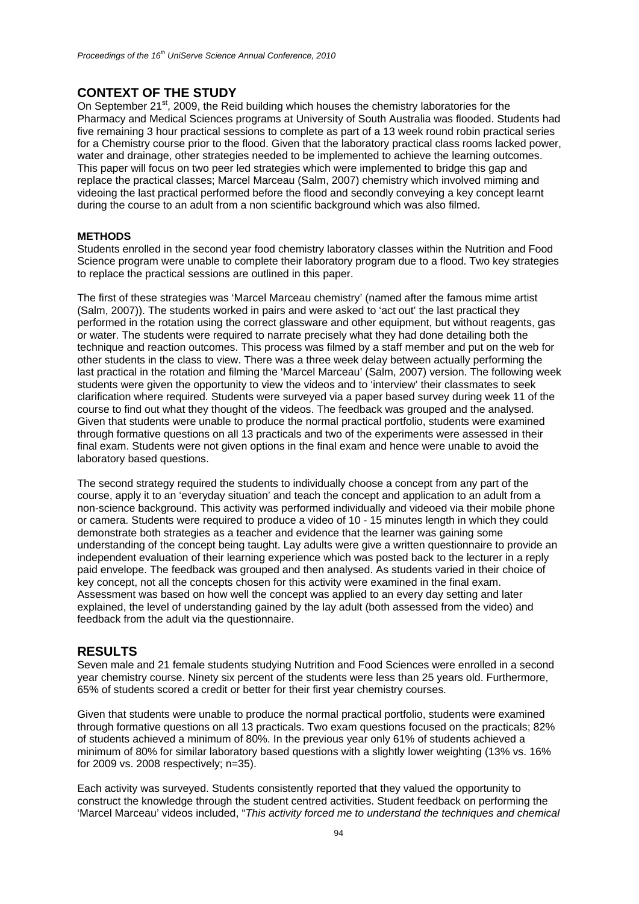## CONTEXT OF THE STUDY

On September 21st, 2009, the Reid building which houses the chemistry laboratories for the Pharmacy and Medical Sciences programs at University of South Australia was flooded. Students had five remaining 3 hour practical sessions to complete as part of a 13 week round robin practical series for a Chemistry course prior to the flood. Given that the laboratory practical class rooms lacked power, water and drainage, other strategies needed to be implemented to achieve the learning outcomes. This paper will focus on two peer led strategies which were implemented to bridge this gap and replace the practical classes; Marcel Marceau (Salm, 2007) chemistry which involved miming and videoing the last practical performed before the flood and secondly conveying a key concept learnt during the course to an adult from a non scientific background which was also filmed.

### METHODS

Students enrolled in the second year food chemistry laboratory classes within the Nutrition and Food Science program were unable to complete their laboratory program due to a flood. Two key strategies to replace the practical sessions are outlined in this paper.

The first of these strategies was 'Marcel Marceau chemistry' (named after the famous mime artist (Salm, 2007)). The students worked in pairs and were asked to 'act out' the last practical they performed in the rotation using the correct glassware and other equipment, but without reagents, gas or water. The students were required to narrate precisely what they had done detailing both the technique and reaction outcomes. This process was filmed by a staff member and put on the web for other students in the class to view. There was a three week delay between actually performing the last practical in the rotation and filming the 'Marcel Marceau' (Salm, 2007) version. The following week students were given the opportunity to view the videos and to 'interview' their classmates to seek clarification where required. Students were surveyed via a paper based survey during week 11 of the course to find out what they thought of the videos. The feedback was grouped and the analysed. Given that students were unable to produce the normal practical portfolio, students were examined through formative questions on all 13 practicals and two of the experiments were assessed in their final exam. Students were not given options in the final exam and hence were unable to avoid the laboratory based questions.

The second strategy required the students to individually choose a concept from any part of the course, apply it to an 'everyday situation' and teach the concept and application to an adult from a non-science background. This activity was performed individually and videoed via their mobile phone or camera. Students were required to produce a video of 10 - 15 minutes length in which they could demonstrate both strategies as a teacher and evidence that the learner was gaining some understanding of the concept being taught. Lay adults were give a written questionnaire to provide an independent evaluation of their learning experience which was posted back to the lecturer in a reply paid envelope. The feedback was grouped and then analysed. As students varied in their choice of key concept, not all the concepts chosen for this activity were examined in the final exam. Assessment was based on how well the concept was applied to an every day setting and later explained, the level of understanding gained by the lay adult (both assessed from the video) and feedback from the adult via the questionnaire.

## RESULTS

Seven male and 21 female students studying Nutrition and Food Sciences were enrolled in a second year chemistry course. Ninety six percent of the students were less than 25 years old. Furthermore, 65% of students scored a credit or better for their first year chemistry courses.

Given that students were unable to produce the normal practical portfolio, students were examined through formative questions on all 13 practicals. Two exam questions focused on the practicals; 82% of students achieved a minimum of 80%. In the previous year only 61% of students achieved a minimum of 80% for similar laboratory based questions with a slightly lower weighting (13% vs. 16% for 2009 vs. 2008 respectively; n=35).

Each activity was surveyed. Students consistently reported that they valued the opportunity to construct the knowledge through the student centred activities. Student feedback on performing the 'Marcel Marceau' videos included, "*This activity forced me to understand the techniques and chemical*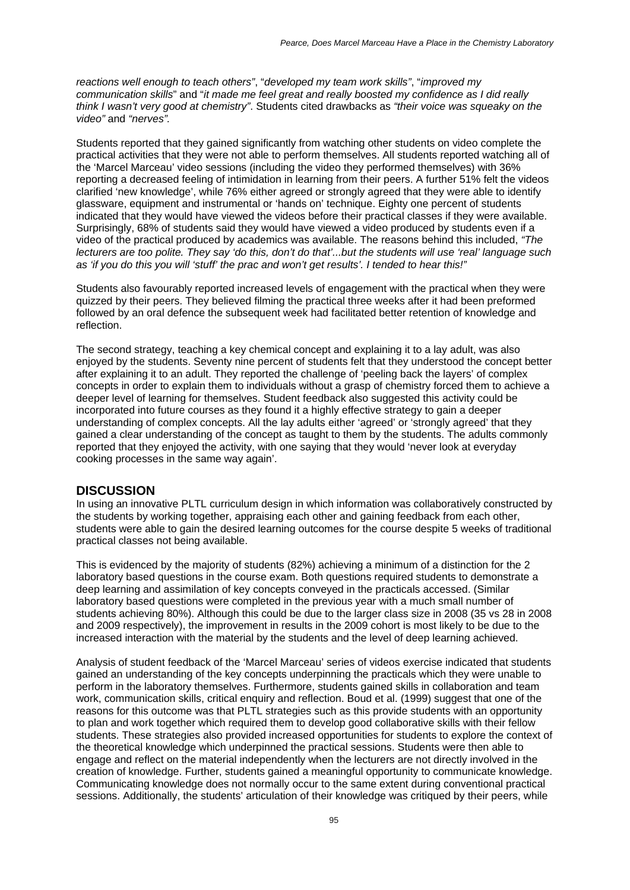*reactions well enough to teach others"*, "*developed my team work skills"*, "*improved my communication skills*" and "*it made me feel great and really boosted my confidence as I did really think I wasn't very good at chemistry"*. Students cited drawbacks as *"their voice was squeaky on the video"* and *"nerves"*.

Students reported that they gained significantly from watching other students on video complete the practical activities that they were not able to perform themselves. All students reported watching all of the 'Marcel Marceau' video sessions (including the video they performed themselves) with 36% reporting a decreased feeling of intimidation in learning from their peers. A further 51% felt the videos clarified 'new knowledge', while 76% either agreed or strongly agreed that they were able to identify glassware, equipment and instrumental or 'hands on' technique. Eighty one percent of students indicated that they would have viewed the videos before their practical classes if they were available. Surprisingly, 68% of students said they would have viewed a video produced by students even if a video of the practical produced by academics was available. The reasons behind this included, *"The lecturers are too polite. They say 'do this, don't do that'...but the students will use 'real' language such as 'if you do this you will 'stuff' the prac and won't get results'. I tended to hear this!"*

Students also favourably reported increased levels of engagement with the practical when they were quizzed by their peers. They believed filming the practical three weeks after it had been preformed followed by an oral defence the subsequent week had facilitated better retention of knowledge and reflection.

The second strategy, teaching a key chemical concept and explaining it to a lay adult, was also enjoyed by the students. Seventy nine percent of students felt that they understood the concept better after explaining it to an adult. They reported the challenge of 'peeling back the layers' of complex concepts in order to explain them to individuals without a grasp of chemistry forced them to achieve a deeper level of learning for themselves. Student feedback also suggested this activity could be incorporated into future courses as they found it a highly effective strategy to gain a deeper understanding of complex concepts. All the lay adults either 'agreed' or 'strongly agreed' that they gained a clear understanding of the concept as taught to them by the students. The adults commonly reported that they enjoyed the activity, with one saying that they would 'never look at everyday cooking processes in the same way again'.

## DISCUSSION

In using an innovative PLTL curriculum design in which information was collaboratively constructed by the students by working together, appraising each other and gaining feedback from each other, students were able to gain the desired learning outcomes for the course despite 5 weeks of traditional practical classes not being available.

This is evidenced by the majority of students (82%) achieving a minimum of a distinction for the 2 laboratory based questions in the course exam. Both questions required students to demonstrate a deep learning and assimilation of key concepts conveyed in the practicals accessed. (Similar laboratory based questions were completed in the previous year with a much small number of students achieving 80%). Although this could be due to the larger class size in 2008 (35 vs 28 in 2008 and 2009 respectively), the improvement in results in the 2009 cohort is most likely to be due to the increased interaction with the material by the students and the level of deep learning achieved.

Analysis of student feedback of the 'Marcel Marceau' series of videos exercise indicated that students gained an understanding of the key concepts underpinning the practicals which they were unable to perform in the laboratory themselves. Furthermore, students gained skills in collaboration and team work, communication skills, critical enquiry and reflection. Boud et al. (1999) suggest that one of the reasons for this outcome was that PLTL strategies such as this provide students with an opportunity to plan and work together which required them to develop good collaborative skills with their fellow students. These strategies also provided increased opportunities for students to explore the context of the theoretical knowledge which underpinned the practical sessions. Students were then able to engage and reflect on the material independently when the lecturers are not directly involved in the creation of knowledge. Further, students gained a meaningful opportunity to communicate knowledge. Communicating knowledge does not normally occur to the same extent during conventional practical sessions. Additionally, the students' articulation of their knowledge was critiqued by their peers, while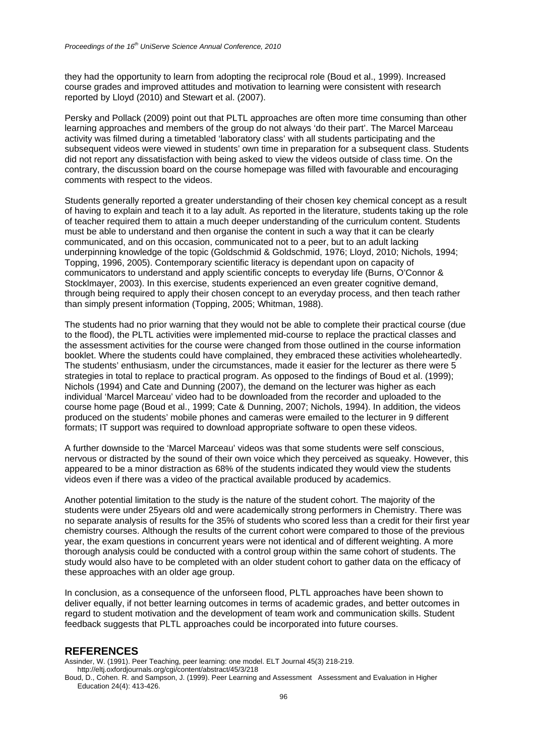they had the opportunity to learn from adopting the reciprocal role (Boud et al., 1999). Increased course grades and improved attitudes and motivation to learning were consistent with research reported by Lloyd (2010) and Stewart et al. (2007).

Persky and Pollack (2009) point out that PLTL approaches are often more time consuming than other learning approaches and members of the group do not always 'do their part'. The Marcel Marceau activity was filmed during a timetabled 'laboratory class' with all students participating and the subsequent videos were viewed in students' own time in preparation for a subsequent class. Students did not report any dissatisfaction with being asked to view the videos outside of class time. On the contrary, the discussion board on the course homepage was filled with favourable and encouraging comments with respect to the videos.

Students generally reported a greater understanding of their chosen key chemical concept as a result of having to explain and teach it to a lay adult. As reported in the literature, students taking up the role of teacher required them to attain a much deeper understanding of the curriculum content. Students must be able to understand and then organise the content in such a way that it can be clearly communicated, and on this occasion, communicated not to a peer, but to an adult lacking underpinning knowledge of the topic (Goldschmid & Goldschmid, 1976; Lloyd, 2010; Nichols, 1994; Topping, 1996, 2005). Contemporary scientific literacy is dependant upon on capacity of communicators to understand and apply scientific concepts to everyday life (Burns, O'Connor & Stocklmayer, 2003). In this exercise, students experienced an even greater cognitive demand, through being required to apply their chosen concept to an everyday process, and then teach rather than simply present information (Topping, 2005; Whitman, 1988).

The students had no prior warning that they would not be able to complete their practical course (due to the flood), the PLTL activities were implemented mid-course to replace the practical classes and the assessment activities for the course were changed from those outlined in the course information booklet. Where the students could have complained, they embraced these activities wholeheartedly. The students' enthusiasm, under the circumstances, made it easier for the lecturer as there were 5 strategies in total to replace to practical program. As opposed to the findings of Boud et al. (1999); Nichols (1994) and Cate and Dunning (2007), the demand on the lecturer was higher as each individual 'Marcel Marceau' video had to be downloaded from the recorder and uploaded to the course home page (Boud et al., 1999; Cate & Dunning, 2007; Nichols, 1994). In addition, the videos produced on the students' mobile phones and cameras were emailed to the lecturer in 9 different formats; IT support was required to download appropriate software to open these videos.

A further downside to the 'Marcel Marceau' videos was that some students were self conscious, nervous or distracted by the sound of their own voice which they perceived as squeaky. However, this appeared to be a minor distraction as 68% of the students indicated they would view the students videos even if there was a video of the practical available produced by academics.

Another potential limitation to the study is the nature of the student cohort. The majority of the students were under 25years old and were academically strong performers in Chemistry. There was no separate analysis of results for the 35% of students who scored less than a credit for their first year chemistry courses. Although the results of the current cohort were compared to those of the previous year, the exam questions in concurrent years were not identical and of different weighting. A more thorough analysis could be conducted with a control group within the same cohort of students. The study would also have to be completed with an older student cohort to gather data on the efficacy of these approaches with an older age group.

In conclusion, as a consequence of the unforseen flood, PLTL approaches have been shown to deliver equally, if not better learning outcomes in terms of academic grades, and better outcomes in regard to student motivation and the development of team work and communication skills. Student feedback suggests that PLTL approaches could be incorporated into future courses.

## REFERENCES

Assinder, W. (1991). Peer Teaching, peer learning: one model. ELT Journal 45(3) 218-219. http://eltj.oxfordjournals.org/cgi/content/abstract/45/3/218

Boud, D., Cohen. R. and Sampson, J. (1999). Peer Learning and Assessment Assessment and Evaluation in Higher Education 24(4): 413-426.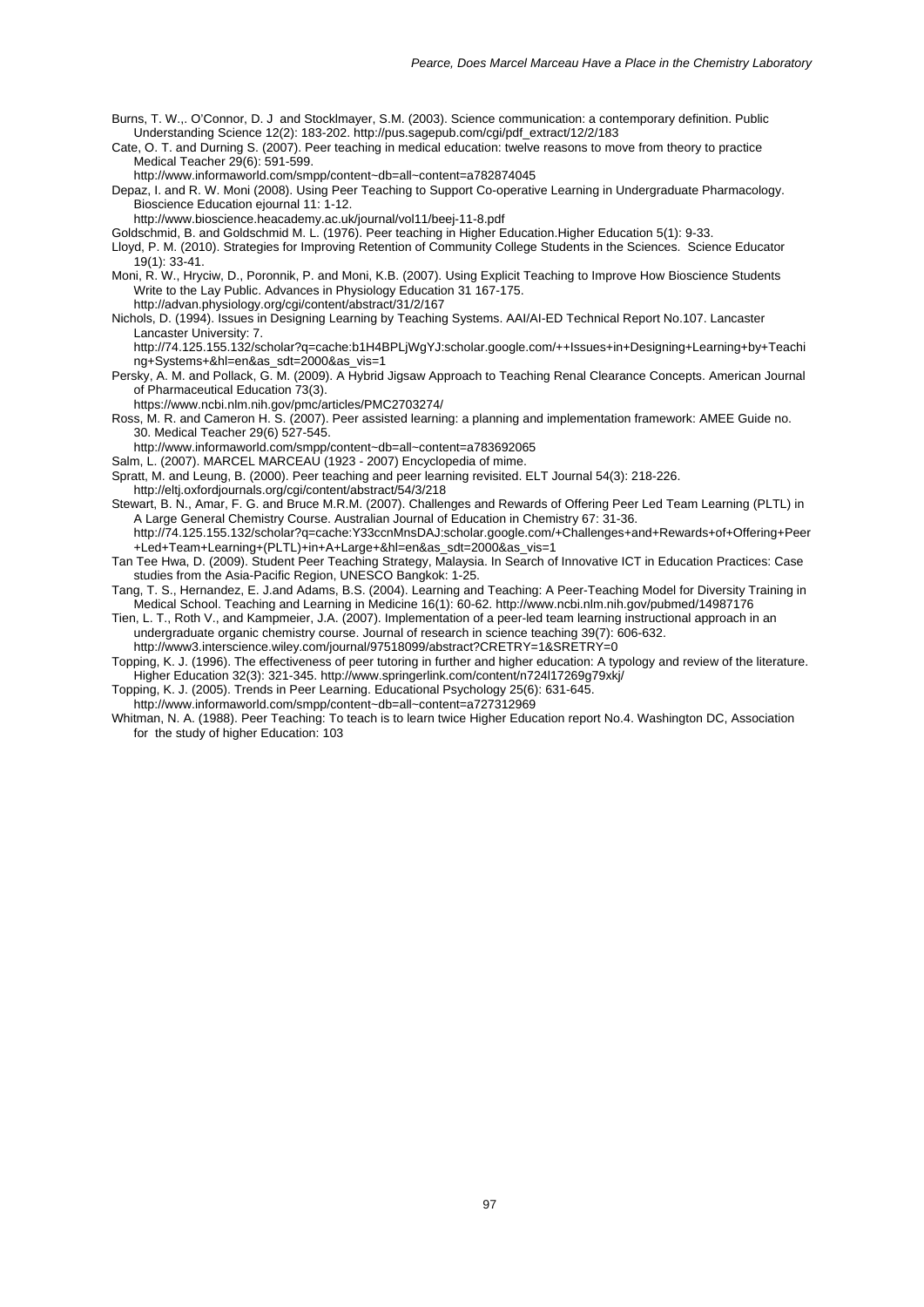Burns, T. W.,. O'Connor, D. J and Stocklmayer, S.M. (2003). Science communication: a contemporary definition. Public Understanding Science 12(2): 183-202. http://pus.sagepub.com/cgi/pdf_extract/12/2/183

Cate, O. T. and Durning S. (2007). Peer teaching in medical education: twelve reasons to move from theory to practice Medical Teacher 29(6): 591-599.
http://www.informaworld.com/smpp/content~db=all~content=a782874045

Depaz, I. and R. W. Moni (2008). Using Peer Teaching to Support Co-operative Learning in Undergraduate Pharmacology. Bioscience Education ejournal 11: 1-12.
http://www.bioscience.heacademy.ac.uk/journal/vol11/beej-11-8.pdf

Goldschmid, B. and Goldschmid M. L. (1976). Peer teaching in Higher Education.Higher Education 5(1): 9-33.

Lloyd, P. M. (2010). Strategies for Improving Retention of Community College Students in the Sciences. Science Educator 19(1): 33-41.

Moni, R. W., Hryciw, D., Poronnik, P. and Moni, K.B. (2007). Using Explicit Teaching to Improve How Bioscience Students Write to the Lay Public. Advances in Physiology Education 31 167-175.
http://advan.physiology.org/cgi/content/abstract/31/2/167

Nichols, D. (1994). Issues in Designing Learning by Teaching Systems. AAI/AI-ED Technical Report No.107. Lancaster Lancaster University: 7.
http://74.125.155.132/scholar?q=cache:b1H4BPLjWgYJ:scholar.google.com/++Issues+in+Designing+Learning+by+Teaching+Systems+&hl=en&as_sdt=2000&as_vis=1

Persky, A. M. and Pollack, G. M. (2009). A Hybrid Jigsaw Approach to Teaching Renal Clearance Concepts. American Journal of Pharmaceutical Education 73(3).
https://www.ncbi.nlm.nih.gov/pmc/articles/PMC2703274/

Ross, M. R. and Cameron H. S. (2007). Peer assisted learning: a planning and implementation framework: AMEE Guide no. 30. Medical Teacher 29(6) 527-545.
http://www.informaworld.com/smpp/content~db=all~content=a783692065

Salm, L. (2007). MARCEL MARCEAU (1923 - 2007) Encyclopedia of mime.

Spratt, M. and Leung, B. (2000). Peer teaching and peer learning revisited. ELT Journal 54(3): 218-226.
http://eltj.oxfordjournals.org/cgi/content/abstract/54/3/218

Stewart, B. N., Amar, F. G. and Bruce M.R.M. (2007). Challenges and Rewards of Offering Peer Led Team Learning (PLTL) in A Large General Chemistry Course. Australian Journal of Education in Chemistry 67: 31-36.
http://74.125.155.132/scholar?q=cache:Y33ccnMnsDAJ:scholar.google.com/+Challenges+and+Rewards+of+Offering+Peer+Led+Team+Learning+(PLTL)+in+A+Large+&hl=en&as_sdt=2000&as_vis=1

Tan Tee Hwa, D. (2009). Student Peer Teaching Strategy, Malaysia. In Search of Innovative ICT in Education Practices: Case studies from the Asia-Pacific Region, UNESCO Bangkok: 1-25.

Tang, T. S., Hernandez, E. J.and Adams, B.S. (2004). Learning and Teaching: A Peer-Teaching Model for Diversity Training in Medical School. Teaching and Learning in Medicine 16(1): 60-62. http://www.ncbi.nlm.nih.gov/pubmed/14987176

Tien, L. T., Roth V., and Kampmeier, J.A. (2007). Implementation of a peer-led team learning instructional approach in an undergraduate organic chemistry course. Journal of research in science teaching 39(7): 606-632.
http://www3.interscience.wiley.com/journal/97518099/abstract?CRETRY=1&SRETRY=0

Topping, K. J. (1996). The effectiveness of peer tutoring in further and higher education: A typology and review of the literature. Higher Education 32(3): 321-345. http://www.springerlink.com/content/n724l17269g79xkj/

Topping, K. J. (2005). Trends in Peer Learning. Educational Psychology 25(6): 631-645.
http://www.informaworld.com/smpp/content~db=all~content=a727312969

Whitman, N. A. (1988). Peer Teaching: To teach is to learn twice Higher Education report No.4. Washington DC, Association for the study of higher Education: 103